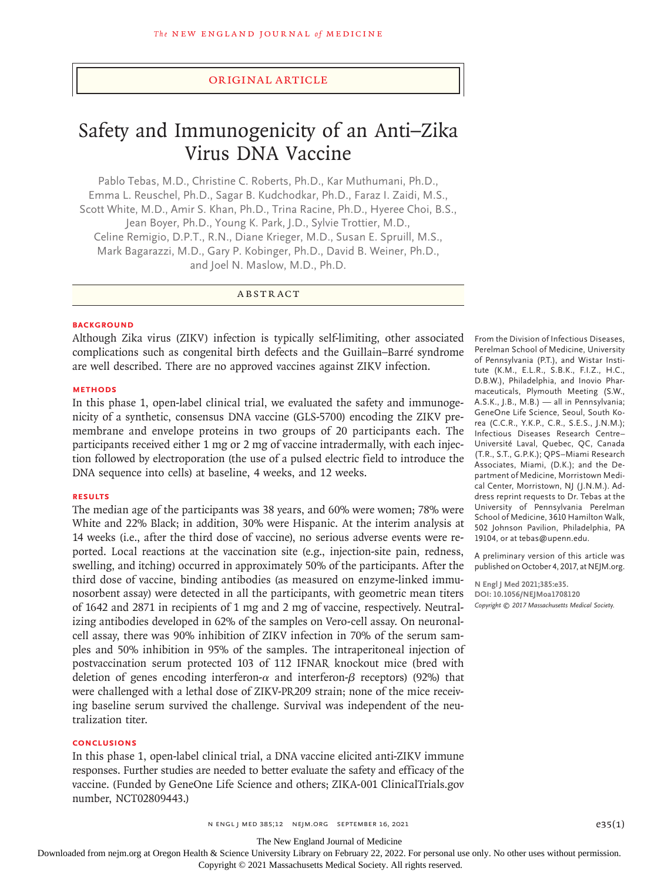ORIGINAL ARTICLE

# Safety and Immunogenicity of an Anti–Zika Virus DNA Vaccine

Pablo Tebas, M.D., Christine C. Roberts, Ph.D., Kar Muthumani, Ph.D., Emma L. Reuschel, Ph.D., Sagar B. Kudchodkar, Ph.D., Faraz I. Zaidi, M.S., Scott White, M.D., Amir S. Khan, Ph.D., Trina Racine, Ph.D., Hyeree Choi, B.S., Jean Boyer, Ph.D., Young K. Park, J.D., Sylvie Trottier, M.D., Celine Remigio, D.P.T., R.N., Diane Krieger, M.D., Susan E. Spruill, M.S., Mark Bagarazzi, M.D., Gary P. Kobinger, Ph.D., David B. Weiner, Ph.D., and Joel N. Maslow, M.D., Ph.D.

## ABSTRACT

### BACKGROUND

Although Zika virus (ZIKV) infection is typically self-limiting, other associated complications such as congenital birth defects and the Guillain–Barré syndrome are well described. There are no approved vaccines against ZIKV infection.

### METHODS

In this phase 1, open-label clinical trial, we evaluated the safety and immunogenicity of a synthetic, consensus DNA vaccine (GLS-5700) encoding the ZIKV pre-membrane and envelope proteins in two groups of 20 participants each. The participants received either 1 mg or 2 mg of vaccine intradermally, with each injection followed by electroporation (the use of a pulsed electric field to introduce the DNA sequence into cells) at baseline, 4 weeks, and 12 weeks.

### RESULTS

The median age of the participants was 38 years, and 60% were women; 78% were White and 22% Black; in addition, 30% were Hispanic. At the interim analysis at 14 weeks (i.e., after the third dose of vaccine), no serious adverse events were reported. Local reactions at the vaccination site (e.g., injection-site pain, redness, swelling, and itching) occurred in approximately 50% of the participants. After the third dose of vaccine, binding antibodies (as measured on enzyme-linked immunosorbent assay) were detected in all the participants, with geometric mean titers of 1642 and 2871 in recipients of 1 mg and 2 mg of vaccine, respectively. Neutralizing antibodies developed in 62% of the samples on Vero-cell assay. On neuronal-cell assay, there was 90% inhibition of ZIKV infection in 70% of the serum samples and 50% inhibition in 95% of the samples. The intraperitoneal injection of postvaccination serum protected 103 of 112 IFNAR knockout mice (bred with deletion of genes encoding interferon-$\alpha$ and interferon-$\beta$ receptors) (92%) that were challenged with a lethal dose of ZIKV-PR209 strain; none of the mice receiving baseline serum survived the challenge. Survival was independent of the neutralization titer.

### CONCLUSIONS

In this phase 1, open-label clinical trial, a DNA vaccine elicited anti-ZIKV immune responses. Further studies are needed to better evaluate the safety and efficacy of the vaccine. (Funded by GeneOne Life Science and others; ZIKA-001 ClinicalTrials.gov number, NCT02809443.)

From the Division of Infectious Diseases, Perelman School of Medicine, University of Pennsylvania (P.T.), and Wistar Institute (K.M., E.L.R., S.B.K., F.I.Z., H.C., D.B.W.), Philadelphia, and Inovio Pharmaceuticals, Plymouth Meeting (S.W., A.S.K., J.B., M.B.) — all in Pennsylvania; GeneOne Life Science, Seoul, South Korea (C.C.R., Y.K.P., C.R., S.E.S., J.N.M.); Infectious Diseases Research Centre–Université Laval, Quebec, QC, Canada (T.R., S.T., G.P.K.); QPS–Miami Research Associates, Miami, (D.K.); and the Department of Medicine, Morristown Medical Center, Morristown, NJ (J.N.M.). Address reprint requests to Dr. Tebas at the University of Pennsylvania Perelman School of Medicine, 3610 Hamilton Walk, 502 Johnson Pavilion, Philadelphia, PA 19104, or at tebas@upenn.edu.

A preliminary version of this article was published on October 4, 2017, at NEJM.org.

**N Engl J Med 2021;385:e35.**
**DOI: 10.1056/NEJMoa1708120**
*Copyright © 2017 Massachusetts Medical Society.*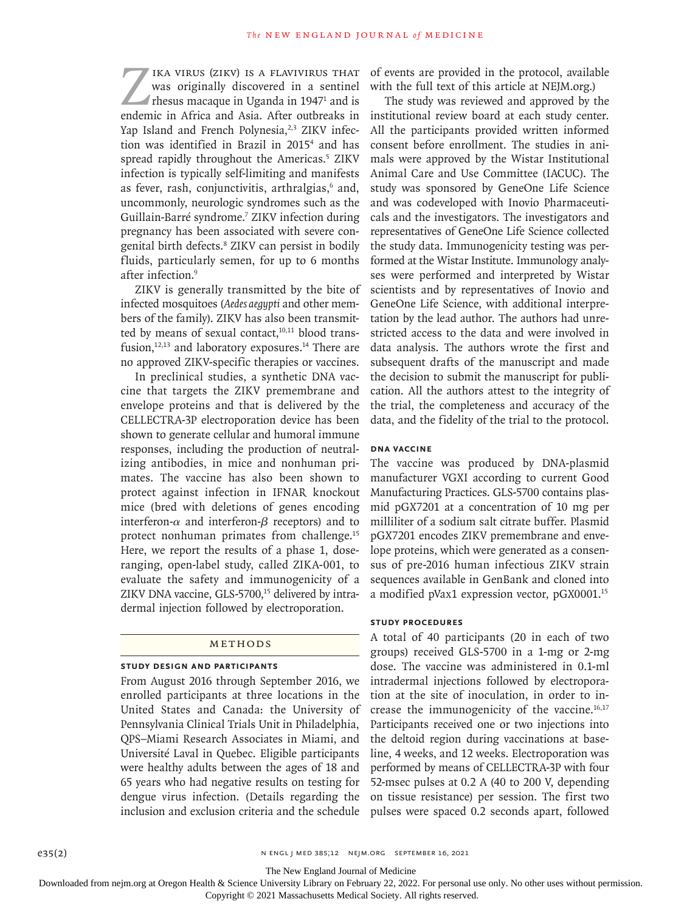Zika virus (ZIKV) is a flavivirus that was originally discovered in a sentinel rhesus macaque in Uganda in 1947[1] and is endemic in Africa and Asia. After outbreaks in Yap Island and French Polynesia,[2,3] ZIKV infection was identified in Brazil in 2015[4] and has spread rapidly throughout the Americas.[5] ZIKV infection is typically self-limiting and manifests as fever, rash, conjunctivitis, arthralgias,[6] and, uncommonly, neurologic syndromes such as the Guillain-Barré syndrome.[7] ZIKV infection during pregnancy has been associated with severe congenital birth defects.[8] ZIKV can persist in bodily fluids, particularly semen, for up to 6 months after infection.[9]

ZIKV is generally transmitted by the bite of infected mosquitoes (*Aedes aegypti* and other members of the family). ZIKV has also been transmitted by means of sexual contact,[10,11] blood transfusion,[12,13] and laboratory exposures.[14] There are no approved ZIKV-specific therapies or vaccines.

In preclinical studies, a synthetic DNA vaccine that targets the ZIKV premembrane and envelope proteins and that is delivered by the CELLECTRA-3P electroporation device has been shown to generate cellular and humoral immune responses, including the production of neutralizing antibodies, in mice and nonhuman primates. The vaccine has also been shown to protect against infection in IFNAR knockout mice (bred with deletions of genes encoding interferon-$\alpha$ and interferon-$\beta$ receptors) and to protect nonhuman primates from challenge.[15] Here, we report the results of a phase 1, dose-ranging, open-label study, called ZIKA-001, to evaluate the safety and immunogenicity of a ZIKV DNA vaccine, GLS-5700,[15] delivered by intradermal injection followed by electroporation.

## Methods

### Study Design and Participants

From August 2016 through September 2016, we enrolled participants at three locations in the United States and Canada: the University of Pennsylvania Clinical Trials Unit in Philadelphia, QPS–Miami Research Associates in Miami, and Université Laval in Quebec. Eligible participants were healthy adults between the ages of 18 and 65 years who had negative results on testing for dengue virus infection. (Details regarding the inclusion and exclusion criteria and the schedule of events are provided in the protocol, available with the full text of this article at NEJM.org.)

The study was reviewed and approved by the institutional review board at each study center. All the participants provided written informed consent before enrollment. The studies in animals were approved by the Wistar Institutional Animal Care and Use Committee (IACUC). The study was sponsored by GeneOne Life Science and was codeveloped with Inovio Pharmaceuticals and the investigators. The investigators and representatives of GeneOne Life Science collected the study data. Immunogenicity testing was performed at the Wistar Institute. Immunology analyses were performed and interpreted by Wistar scientists and by representatives of Inovio and GeneOne Life Science, with additional interpretation by the lead author. The authors had unrestricted access to the data and were involved in data analysis. The authors wrote the first and subsequent drafts of the manuscript and made the decision to submit the manuscript for publication. All the authors attest to the integrity of the trial, the completeness and accuracy of the data, and the fidelity of the trial to the protocol.

### DNA Vaccine

The vaccine was produced by DNA-plasmid manufacturer VGXI according to current Good Manufacturing Practices. GLS-5700 contains plasmid pGX7201 at a concentration of 10 mg per milliliter of a sodium salt citrate buffer. Plasmid pGX7201 encodes ZIKV premembrane and envelope proteins, which were generated as a consensus of pre-2016 human infectious ZIKV strain sequences available in GenBank and cloned into a modified pVax1 expression vector, pGX0001.[15]

### Study Procedures

A total of 40 participants (20 in each of two groups) received GLS-5700 in a 1-mg or 2-mg dose. The vaccine was administered in 0.1-ml intradermal injections followed by electroporation at the site of inoculation, in order to increase the immunogenicity of the vaccine.[16,17] Participants received one or two injections into the deltoid region during vaccinations at baseline, 4 weeks, and 12 weeks. Electroporation was performed by means of CELLECTRA-3P with four 52-msec pulses at 0.2 A (40 to 200 V, depending on tissue resistance) per session. The first two pulses were spaced 0.2 seconds apart, followed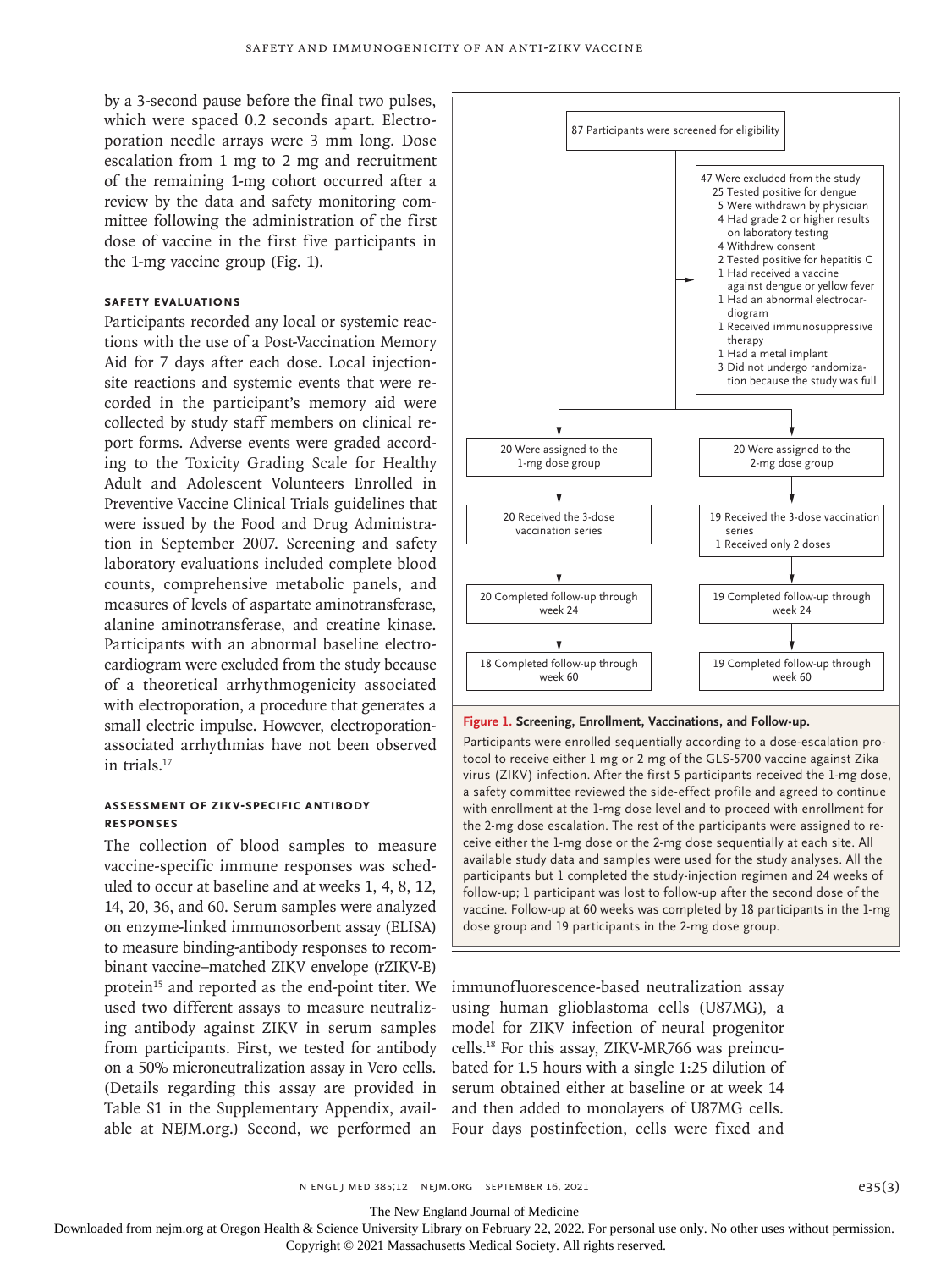by a 3-second pause before the final two pulses, which were spaced 0.2 seconds apart. Electroporation needle arrays were 3 mm long. Dose escalation from 1 mg to 2 mg and recruitment of the remaining 1-mg cohort occurred after a review by the data and safety monitoring committee following the administration of the first dose of vaccine in the first five participants in the 1-mg vaccine group (Fig. 1).

### Safety Evaluations

Participants recorded any local or systemic reactions with the use of a Post-Vaccination Memory Aid for 7 days after each dose. Local injection-site reactions and systemic events that were recorded in the participant's memory aid were collected by study staff members on clinical report forms. Adverse events were graded according to the Toxicity Grading Scale for Healthy Adult and Adolescent Volunteers Enrolled in Preventive Vaccine Clinical Trials guidelines that were issued by the Food and Drug Administration in September 2007. Screening and safety laboratory evaluations included complete blood counts, comprehensive metabolic panels, and measures of levels of aspartate aminotransferase, alanine aminotransferase, and creatine kinase. Participants with an abnormal baseline electrocardiogram were excluded from the study because of a theoretical arrhythmogenicity associated with electroporation, a procedure that generates a small electric impulse. However, electroporation-associated arrhythmias have not been observed in trials.[17]

### Assessment of ZIKV-Specific Antibody Responses

The collection of blood samples to measure vaccine-specific immune responses was scheduled to occur at baseline and at weeks 1, 4, 8, 12, 14, 20, 36, and 60. Serum samples were analyzed on enzyme-linked immunosorbent assay (ELISA) to measure binding-antibody responses to recombinant vaccine–matched ZIKV envelope (rZIKV-E) protein[15] and reported as the end-point titer. We used two different assays to measure neutralizing antibody against ZIKV in serum samples from participants. First, we tested for antibody on a 50% microneutralization assay in Vero cells. (Details regarding this assay are provided in Table S1 in the Supplementary Appendix, available at NEJM.org.) Second, we performed an immunofluorescence-based neutralization assay using human glioblastoma cells (U87MG), a model for ZIKV infection of neural progenitor cells.[18] For this assay, ZIKV-MR766 was preincubated for 1.5 hours with a single 1:25 dilution of serum obtained either at baseline or at week 14 and then added to monolayers of U87MG cells. Four days postinfection, cells were fixed and

87 Participants were screened for eligibility

47 Were excluded from the study
- 25 Tested positive for dengue
- 5 Were withdrawn by physician
- 4 Had grade 2 or higher results on laboratory testing
- 4 Withdrew consent
- 2 Tested positive for hepatitis C
- 1 Had received a vaccine against dengue or yellow fever
- 1 Had an abnormal electrocardiogram
- 1 Received immunosuppressive therapy
- 1 Had a metal implant
- 3 Did not undergo randomization because the study was full

| 1-mg dose group | 2-mg dose group |
|---|---|
| 20 Were assigned to the 1-mg dose group | 20 Were assigned to the 2-mg dose group |
| 20 Received the 3-dose vaccination series | 19 Received the 3-dose vaccination series; 1 Received only 2 doses |
| 20 Completed follow-up through week 24 | 19 Completed follow-up through week 24 |
| 18 Completed follow-up through week 60 | 19 Completed follow-up through week 60 |

**Figure 1. Screening, Enrollment, Vaccinations, and Follow-up.**

Participants were enrolled sequentially according to a dose-escalation protocol to receive either 1 mg or 2 mg of the GLS-5700 vaccine against Zika virus (ZIKV) infection. After the first 5 participants received the 1-mg dose, a safety committee reviewed the side-effect profile and agreed to continue with enrollment at the 1-mg dose level and to proceed with enrollment for the 2-mg dose escalation. The rest of the participants were assigned to receive either the 1-mg dose or the 2-mg dose sequentially at each site. All available study data and samples were used for the study analyses. All the participants but 1 completed the study-injection regimen and 24 weeks of follow-up; 1 participant was lost to follow-up after the second dose of the vaccine. Follow-up at 60 weeks was completed by 18 participants in the 1-mg dose group and 19 participants in the 2-mg dose group.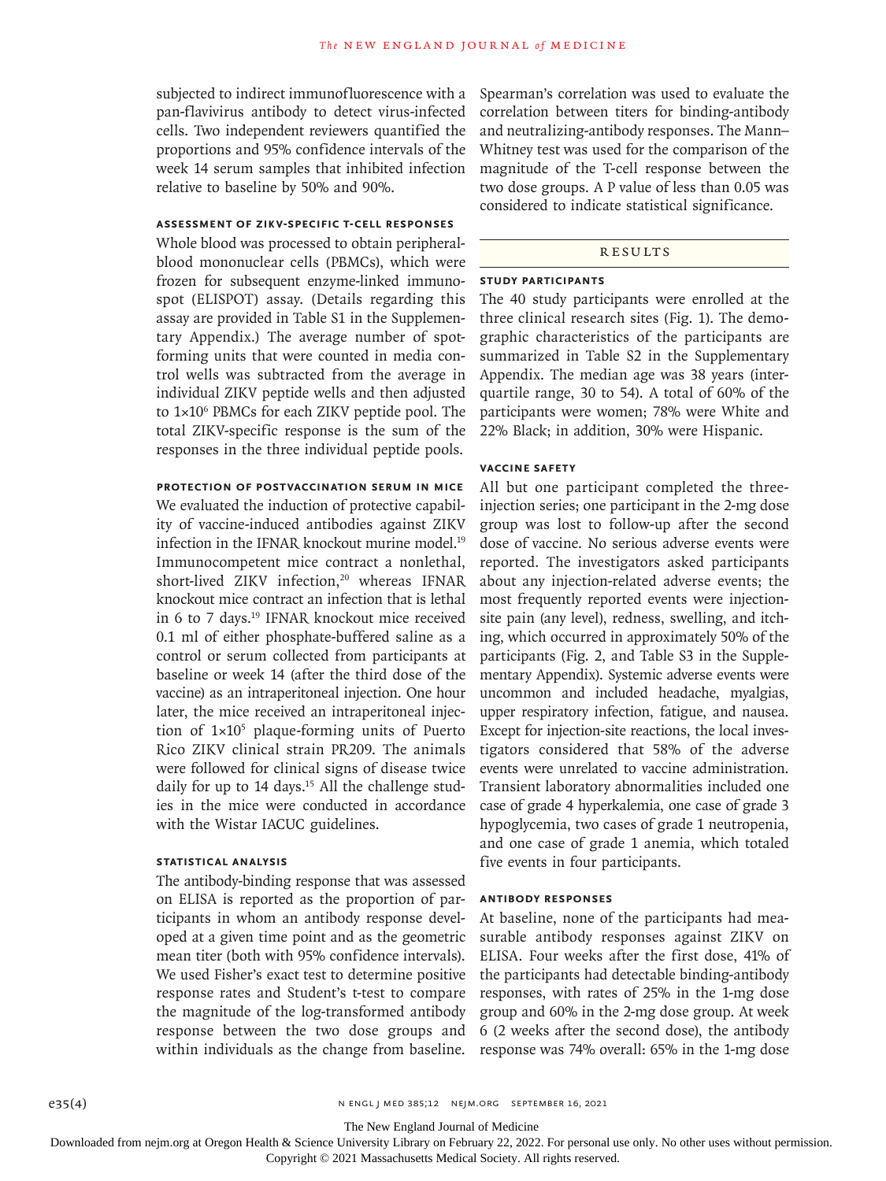subjected to indirect immunofluorescence with a pan-flavivirus antibody to detect virus-infected cells. Two independent reviewers quantified the proportions and 95% confidence intervals of the week 14 serum samples that inhibited infection relative to baseline by 50% and 90%.

### Assessment of ZIKV-Specific T-Cell Responses

Whole blood was processed to obtain peripheral-blood mononuclear cells (PBMCs), which were frozen for subsequent enzyme-linked immunospot (ELISPOT) assay. (Details regarding this assay are provided in Table S1 in the Supplementary Appendix.) The average number of spot-forming units that were counted in media control wells was subtracted from the average in individual ZIKV peptide wells and then adjusted to $1\times10^6$ PBMCs for each ZIKV peptide pool. The total ZIKV-specific response is the sum of the responses in the three individual peptide pools.

### Protection of Postvaccination Serum in Mice

We evaluated the induction of protective capability of vaccine-induced antibodies against ZIKV infection in the IFNAR knockout murine model.[19] Immunocompetent mice contract a nonlethal, short-lived ZIKV infection,[20] whereas IFNAR knockout mice contract an infection that is lethal in 6 to 7 days.[19] IFNAR knockout mice received 0.1 ml of either phosphate-buffered saline as a control or serum collected from participants at baseline or week 14 (after the third dose of the vaccine) as an intraperitoneal injection. One hour later, the mice received an intraperitoneal injection of $1\times10^5$ plaque-forming units of Puerto Rico ZIKV clinical strain PR209. The animals were followed for clinical signs of disease twice daily for up to 14 days.[15] All the challenge studies in the mice were conducted in accordance with the Wistar IACUC guidelines.

### Statistical Analysis

The antibody-binding response that was assessed on ELISA is reported as the proportion of participants in whom an antibody response developed at a given time point and as the geometric mean titer (both with 95% confidence intervals). We used Fisher's exact test to determine positive response rates and Student's t-test to compare the magnitude of the log-transformed antibody response between the two dose groups and within individuals as the change from baseline. Spearman's correlation was used to evaluate the correlation between titers for binding-antibody and neutralizing-antibody responses. The Mann–Whitney test was used for the comparison of the magnitude of the T-cell response between the two dose groups. A P value of less than 0.05 was considered to indicate statistical significance.

## Results

### Study Participants

The 40 study participants were enrolled at the three clinical research sites (Fig. 1). The demographic characteristics of the participants are summarized in Table S2 in the Supplementary Appendix. The median age was 38 years (interquartile range, 30 to 54). A total of 60% of the participants were women; 78% were White and 22% Black; in addition, 30% were Hispanic.

### Vaccine Safety

All but one participant completed the three-injection series; one participant in the 2-mg dose group was lost to follow-up after the second dose of vaccine. No serious adverse events were reported. The investigators asked participants about any injection-related adverse events; the most frequently reported events were injection-site pain (any level), redness, swelling, and itching, which occurred in approximately 50% of the participants (Fig. 2, and Table S3 in the Supplementary Appendix). Systemic adverse events were uncommon and included headache, myalgias, upper respiratory infection, fatigue, and nausea. Except for injection-site reactions, the local investigators considered that 58% of the adverse events were unrelated to vaccine administration. Transient laboratory abnormalities included one case of grade 4 hyperkalemia, one case of grade 3 hypoglycemia, two cases of grade 1 neutropenia, and one case of grade 1 anemia, which totaled five events in four participants.

### Antibody Responses

At baseline, none of the participants had measurable antibody responses against ZIKV on ELISA. Four weeks after the first dose, 41% of the participants had detectable binding-antibody responses, with rates of 25% in the 1-mg dose group and 60% in the 2-mg dose group. At week 6 (2 weeks after the second dose), the antibody response was 74% overall: 65% in the 1-mg dose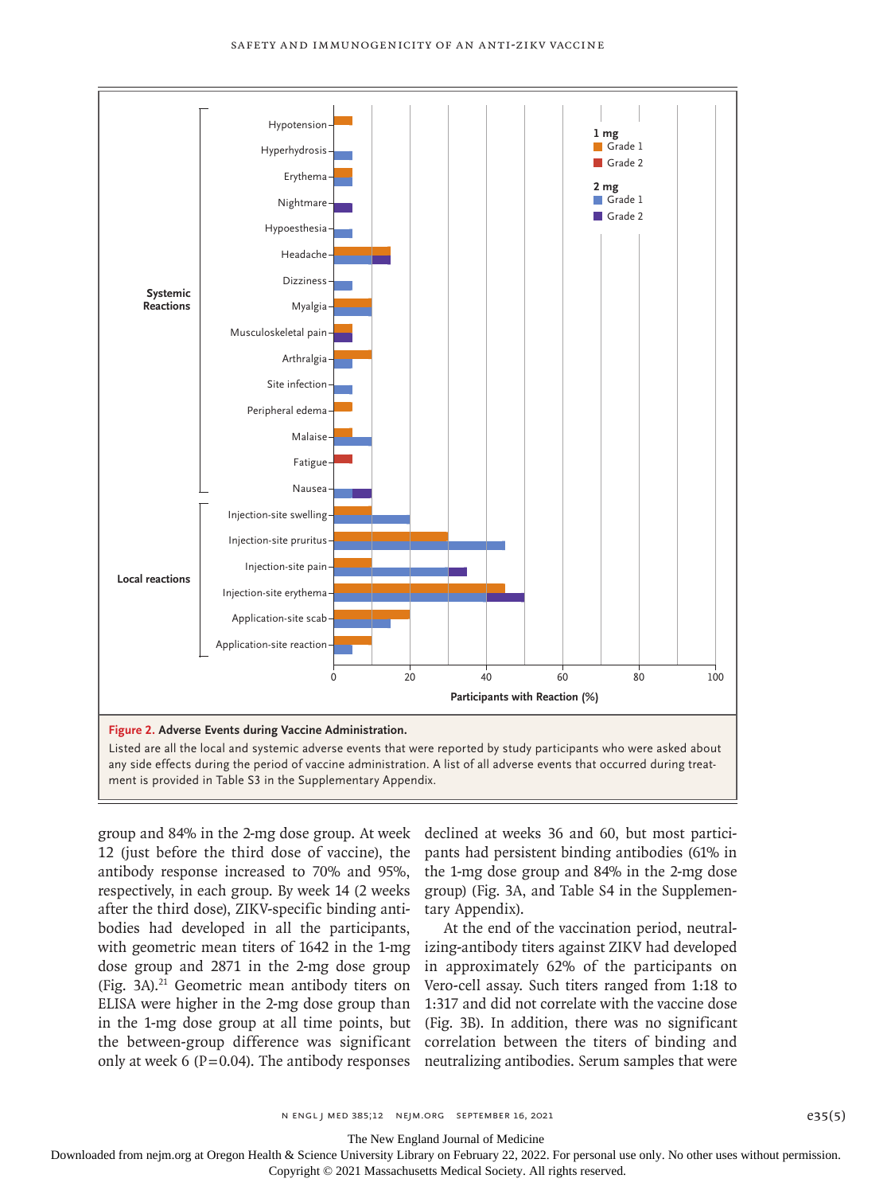**Figure 2. Adverse Events during Vaccine Administration.**
Listed are all the local and systemic adverse events that were reported by study participants who were asked about any side effects during the period of vaccine administration. A list of all adverse events that occurred during treatment is provided in Table S3 in the Supplementary Appendix.

group and 84% in the 2-mg dose group. At week 12 (just before the third dose of vaccine), the antibody response increased to 70% and 95%, respectively, in each group. By week 14 (2 weeks after the third dose), ZIKV-specific binding antibodies had developed in all the participants, with geometric mean titers of 1642 in the 1-mg dose group and 2871 in the 2-mg dose group (Fig. 3A).[21] Geometric mean antibody titers on ELISA were higher in the 2-mg dose group than in the 1-mg dose group at all time points, but the between-group difference was significant only at week 6 (P=0.04). The antibody responses declined at weeks 36 and 60, but most participants had persistent binding antibodies (61% in the 1-mg dose group and 84% in the 2-mg dose group) (Fig. 3A, and Table S4 in the Supplementary Appendix).

At the end of the vaccination period, neutralizing-antibody titers against ZIKV had developed in approximately 62% of the participants on Vero-cell assay. Such titers ranged from 1:18 to 1:317 and did not correlate with the vaccine dose (Fig. 3B). In addition, there was no significant correlation between the titers of binding and neutralizing antibodies. Serum samples that were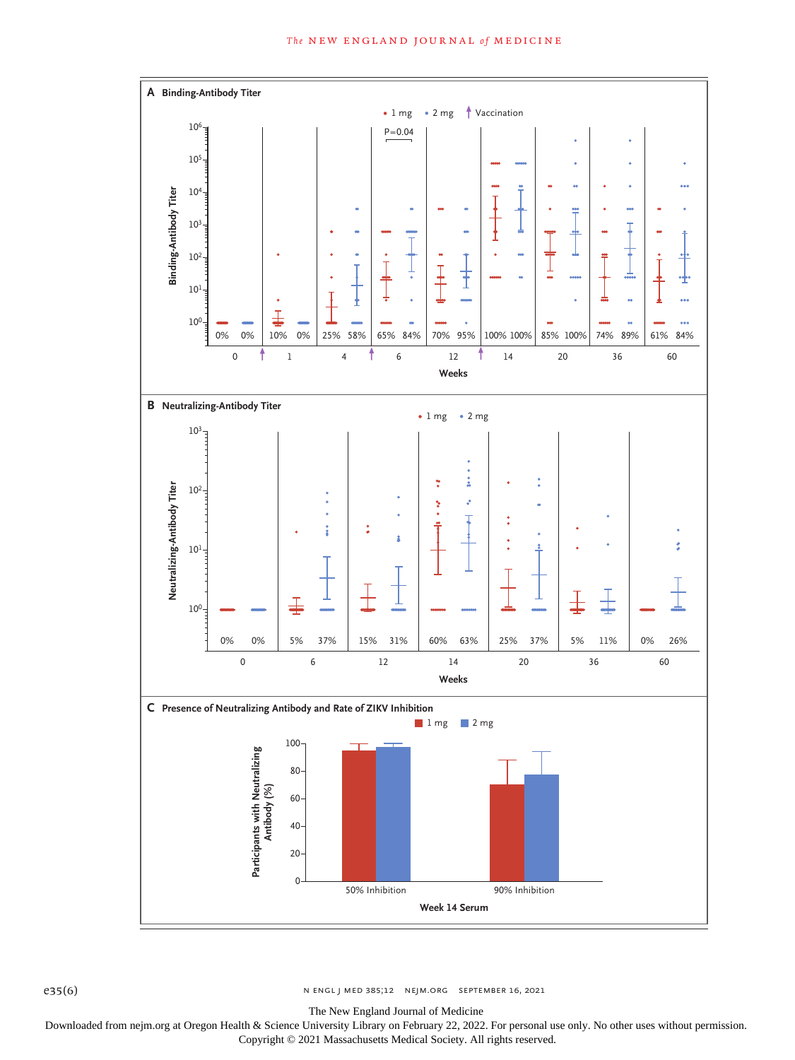**A Binding-Antibody Titer**

• 1 mg • 2 mg ↑ Vaccination

Binding-Antibody Titer ($10^0$ to $10^6$)

P=0.04

| Weeks | 0 | | 1 | | 4 | | 6 | | 12 | | 14 | | 20 | | 36 | | 60 | |
|---|---|---|---|---|---|---|---|---|---|---|---|---|---|---|---|---|---|---|
| Dose | 1 mg | 2 mg | 1 mg | 2 mg | 1 mg | 2 mg | 1 mg | 2 mg | 1 mg | 2 mg | 1 mg | 2 mg | 1 mg | 2 mg | 1 mg | 2 mg | 1 mg | 2 mg |
| Percent | 0% | 0% | 10% | 0% | 25% | 58% | 65% | 84% | 70% | 95% | 100% | 100% | 85% | 100% | 74% | 89% | 61% | 84% |

Weeks

**B Neutralizing-Antibody Titer**

• 1 mg • 2 mg

Neutralizing-Antibody Titer ($10^0$ to $10^3$)

| Weeks | 0 | | 6 | | 12 | | 14 | | 20 | | 36 | | 60 | |
|---|---|---|---|---|---|---|---|---|---|---|---|---|---|---|
| Dose | 1 mg | 2 mg | 1 mg | 2 mg | 1 mg | 2 mg | 1 mg | 2 mg | 1 mg | 2 mg | 1 mg | 2 mg | 1 mg | 2 mg |
| Percent | 0% | 0% | 5% | 37% | 15% | 31% | 60% | 63% | 25% | 37% | 5% | 11% | 0% | 26% |

Weeks

**C Presence of Neutralizing Antibody and Rate of ZIKV Inhibition**

■ 1 mg ■ 2 mg

Participants with Neutralizing Antibody (%)

50% Inhibition | 90% Inhibition

Week 14 Serum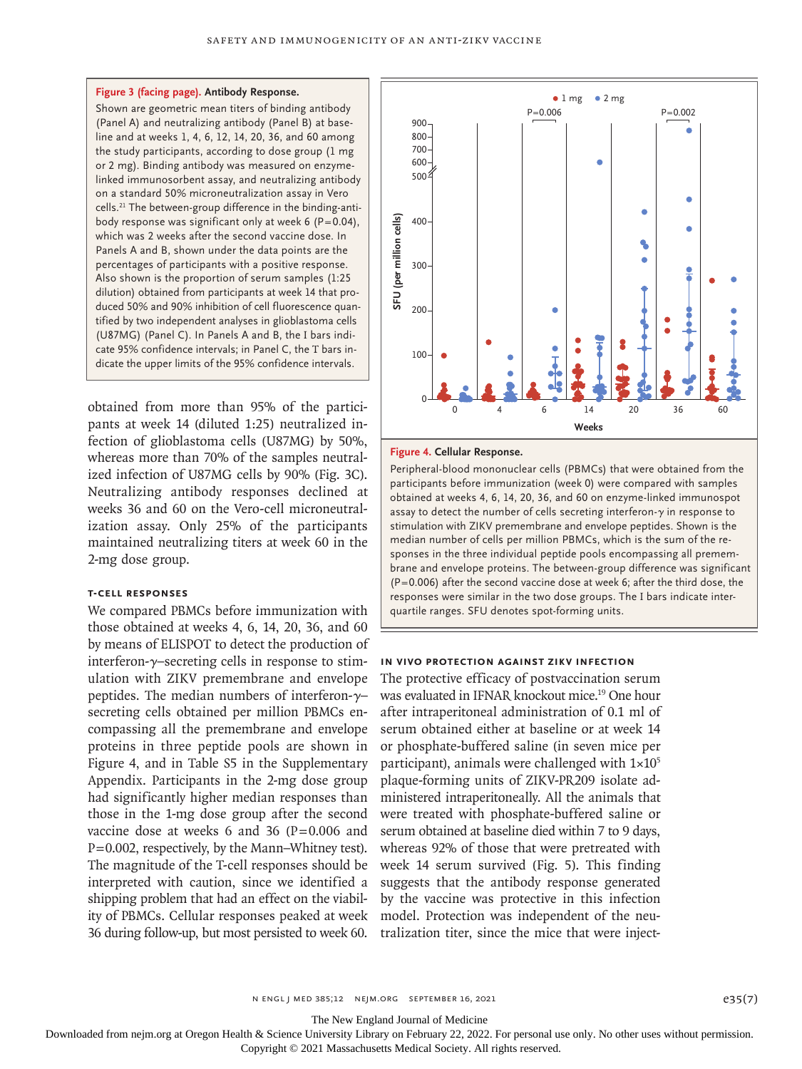**Figure 3 (facing page). Antibody Response.**

Shown are geometric mean titers of binding antibody (Panel A) and neutralizing antibody (Panel B) at baseline and at weeks 1, 4, 6, 12, 14, 20, 36, and 60 among the study participants, according to dose group (1 mg or 2 mg). Binding antibody was measured on enzyme-linked immunosorbent assay, and neutralizing antibody on a standard 50% microneutralization assay in Vero cells.[21] The between-group difference in the binding-antibody response was significant only at week 6 (P=0.04), which was 2 weeks after the second vaccine dose. In Panels A and B, shown under the data points are the percentages of participants with a positive response. Also shown is the proportion of serum samples (1:25 dilution) obtained from participants at week 14 that produced 50% and 90% inhibition of cell fluorescence quantified by two independent analyses in glioblastoma cells (U87MG) (Panel C). In Panels A and B, the I bars indicate 95% confidence intervals; in Panel C, the T bars indicate the upper limits of the 95% confidence intervals.

obtained from more than 95% of the participants at week 14 (diluted 1:25) neutralized infection of glioblastoma cells (U87MG) by 50%, whereas more than 70% of the samples neutralized infection of U87MG cells by 90% (Fig. 3C). Neutralizing antibody responses declined at weeks 36 and 60 on the Vero-cell microneutralization assay. Only 25% of the participants maintained neutralizing titers at week 60 in the 2-mg dose group.

## T-Cell Responses

We compared PBMCs before immunization with those obtained at weeks 4, 6, 14, 20, 36, and 60 by means of ELISPOT to detect the production of interferon-γ–secreting cells in response to stimulation with ZIKV premembrane and envelope peptides. The median numbers of interferon-γ–secreting cells obtained per million PBMCs encompassing all the premembrane and envelope proteins in three peptide pools are shown in Figure 4, and in Table S5 in the Supplementary Appendix. Participants in the 2-mg dose group had significantly higher median responses than those in the 1-mg dose group after the second vaccine dose at weeks 6 and 36 (P=0.006 and P=0.002, respectively, by the Mann–Whitney test). The magnitude of the T-cell responses should be interpreted with caution, since we identified a shipping problem that had an effect on the viability of PBMCs. Cellular responses peaked at week 36 during follow-up, but most persisted to week 60.

**Figure 4. Cellular Response.**

Peripheral-blood mononuclear cells (PBMCs) that were obtained from the participants before immunization (week 0) were compared with samples obtained at weeks 4, 6, 14, 20, 36, and 60 on enzyme-linked immunospot assay to detect the number of cells secreting interferon-γ in response to stimulation with ZIKV premembrane and envelope peptides. Shown is the median number of cells per million PBMCs, which is the sum of the responses in the three individual peptide pools encompassing all premembrane and envelope proteins. The between-group difference was significant (P=0.006) after the second vaccine dose at week 6; after the third dose, the responses were similar in the two dose groups. The I bars indicate interquartile ranges. SFU denotes spot-forming units.

## In Vivo Protection against ZIKV Infection

The protective efficacy of postvaccination serum was evaluated in IFNAR knockout mice.[19] One hour after intraperitoneal administration of 0.1 ml of serum obtained either at baseline or at week 14 or phosphate-buffered saline (in seven mice per participant), animals were challenged with $1\times10^5$ plaque-forming units of ZIKV-PR209 isolate administered intraperitoneally. All the animals that were treated with phosphate-buffered saline or serum obtained at baseline died within 7 to 9 days, whereas 92% of those that were pretreated with week 14 serum survived (Fig. 5). This finding suggests that the antibody response generated by the vaccine was protective in this infection model. Protection was independent of the neutralization titer, since the mice that were inject-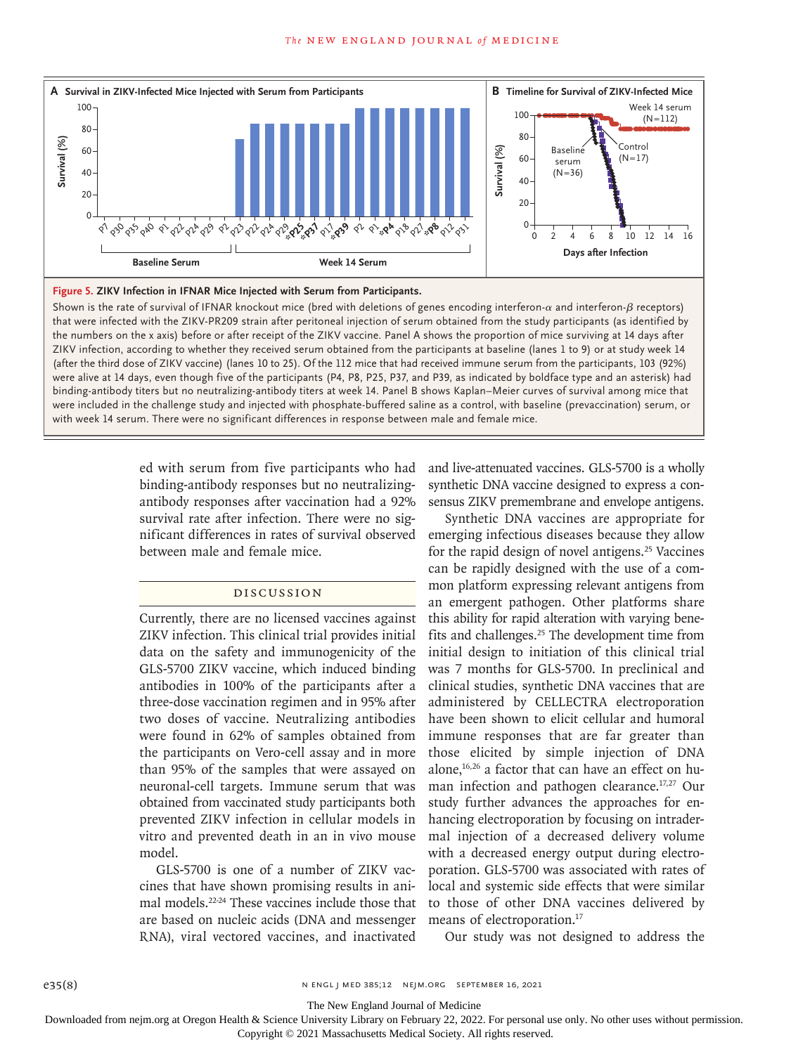**Figure 5. ZIKV Infection in IFNAR Mice Injected with Serum from Participants.**

Shown is the rate of survival of IFNAR knockout mice (bred with deletions of genes encoding interferon-$\alpha$ and interferon-$\beta$ receptors) that were infected with the ZIKV-PR209 strain after peritoneal injection of serum obtained from the study participants (as identified by the numbers on the x axis) before or after receipt of the ZIKV vaccine. Panel A shows the proportion of mice surviving at 14 days after ZIKV infection, according to whether they received serum obtained from the participants at baseline (lanes 1 to 9) or at study week 14 (after the third dose of ZIKV vaccine) (lanes 10 to 25). Of the 112 mice that had received immune serum from the participants, 103 (92%) were alive at 14 days, even though five of the participants (P4, P8, P25, P37, and P39, as indicated by boldface type and an asterisk) had binding-antibody titers but no neutralizing-antibody titers at week 14. Panel B shows Kaplan–Meier curves of survival among mice that were included in the challenge study and injected with phosphate-buffered saline as a control, with baseline (prevaccination) serum, or with week 14 serum. There were no significant differences in response between male and female mice.

ed with serum from five participants who had binding-antibody responses but no neutralizing-antibody responses after vaccination had a 92% survival rate after infection. There were no significant differences in rates of survival observed between male and female mice.

## Discussion

Currently, there are no licensed vaccines against ZIKV infection. This clinical trial provides initial data on the safety and immunogenicity of the GLS-5700 ZIKV vaccine, which induced binding antibodies in 100% of the participants after a three-dose vaccination regimen and in 95% after two doses of vaccine. Neutralizing antibodies were found in 62% of samples obtained from the participants on Vero-cell assay and in more than 95% of the samples that were assayed on neuronal-cell targets. Immune serum that was obtained from vaccinated study participants both prevented ZIKV infection in cellular models in vitro and prevented death in an in vivo mouse model.

GLS-5700 is one of a number of ZIKV vaccines that have shown promising results in animal models.[22-24] These vaccines include those that are based on nucleic acids (DNA and messenger RNA), viral vectored vaccines, and inactivated and live-attenuated vaccines. GLS-5700 is a wholly synthetic DNA vaccine designed to express a consensus ZIKV premembrane and envelope antigens.

Synthetic DNA vaccines are appropriate for emerging infectious diseases because they allow for the rapid design of novel antigens.[25] Vaccines can be rapidly designed with the use of a common platform expressing relevant antigens from an emergent pathogen. Other platforms share this ability for rapid alteration with varying benefits and challenges.[25] The development time from initial design to initiation of this clinical trial was 7 months for GLS-5700. In preclinical and clinical studies, synthetic DNA vaccines that are administered by CELLECTRA electroporation have been shown to elicit cellular and humoral immune responses that are far greater than those elicited by simple injection of DNA alone,[16,26] a factor that can have an effect on human infection and pathogen clearance.[17,27] Our study further advances the approaches for enhancing electroporation by focusing on intradermal injection of a decreased delivery volume with a decreased energy output during electroporation. GLS-5700 was associated with rates of local and systemic side effects that were similar to those of other DNA vaccines delivered by means of electroporation.[17]

Our study was not designed to address the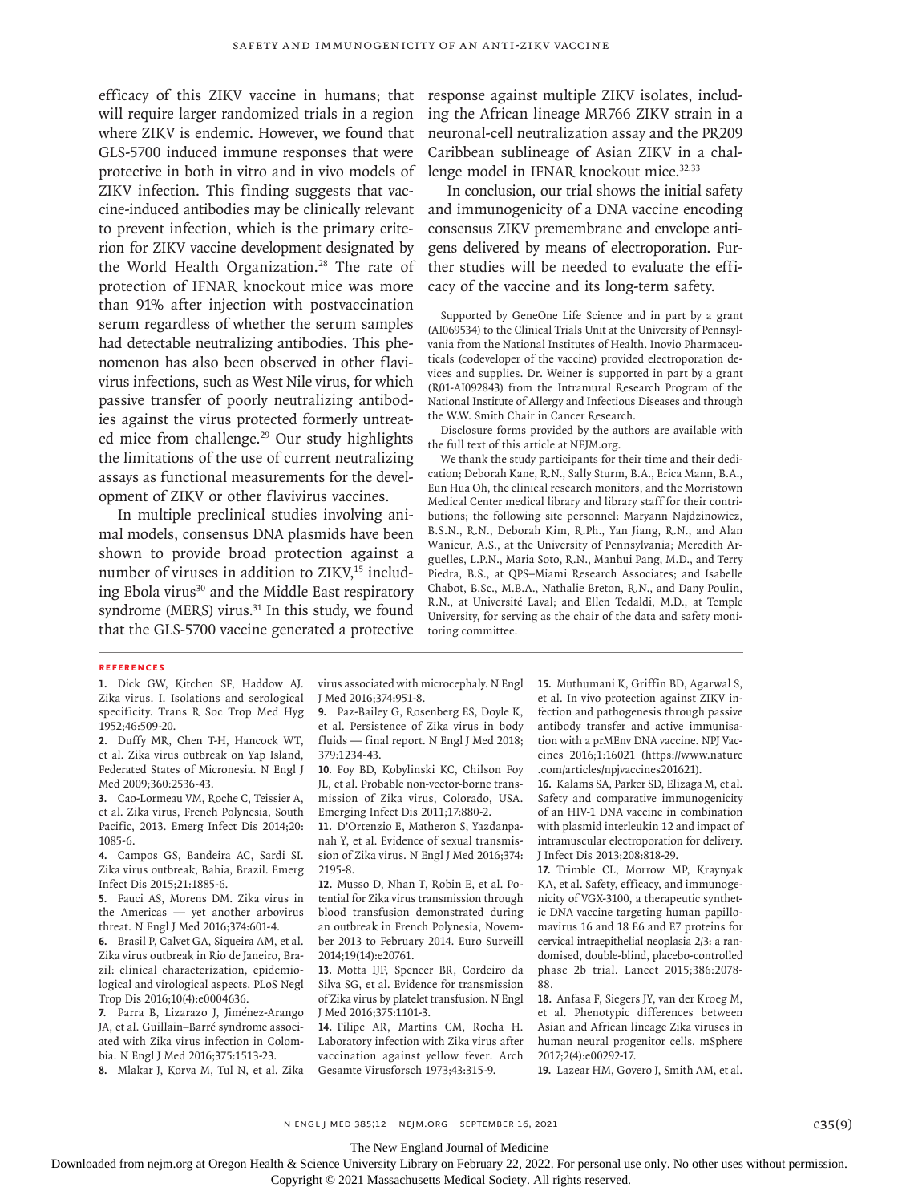efficacy of this ZIKV vaccine in humans; that will require larger randomized trials in a region where ZIKV is endemic. However, we found that GLS-5700 induced immune responses that were protective in both in vitro and in vivo models of ZIKV infection. This finding suggests that vaccine-induced antibodies may be clinically relevant to prevent infection, which is the primary criterion for ZIKV vaccine development designated by the World Health Organization.[28] The rate of protection of IFNAR knockout mice was more than 91% after injection with postvaccination serum regardless of whether the serum samples had detectable neutralizing antibodies. This phenomenon has also been observed in other flavivirus infections, such as West Nile virus, for which passive transfer of poorly neutralizing antibodies against the virus protected formerly untreated mice from challenge.[29] Our study highlights the limitations of the use of current neutralizing assays as functional measurements for the development of ZIKV or other flavivirus vaccines.

In multiple preclinical studies involving animal models, consensus DNA plasmids have been shown to provide broad protection against a number of viruses in addition to ZIKV,[15] including Ebola virus[30] and the Middle East respiratory syndrome (MERS) virus.[31] In this study, we found that the GLS-5700 vaccine generated a protective response against multiple ZIKV isolates, including the African lineage MR766 ZIKV strain in a neuronal-cell neutralization assay and the PR209 Caribbean sublineage of Asian ZIKV in a challenge model in IFNAR knockout mice.[32,33]

In conclusion, our trial shows the initial safety and immunogenicity of a DNA vaccine encoding consensus ZIKV premembrane and envelope antigens delivered by means of electroporation. Further studies will be needed to evaluate the efficacy of the vaccine and its long-term safety.

Supported by GeneOne Life Science and in part by a grant (AI069534) to the Clinical Trials Unit at the University of Pennsylvania from the National Institutes of Health. Inovio Pharmaceuticals (codeveloper of the vaccine) provided electroporation devices and supplies. Dr. Weiner is supported in part by a grant (R01-AI092843) from the Intramural Research Program of the National Institute of Allergy and Infectious Diseases and through the W.W. Smith Chair in Cancer Research.

Disclosure forms provided by the authors are available with the full text of this article at NEJM.org.

We thank the study participants for their time and their dedication; Deborah Kane, R.N., Sally Sturm, B.A., Erica Mann, B.A., Eun Hua Oh, the clinical research monitors, and the Morristown Medical Center medical library and library staff for their contributions; the following site personnel: Maryann Najdzinowicz, B.S.N., R.N., Deborah Kim, R.Ph., Yan Jiang, R.N., and Alan Wanicur, A.S., at the University of Pennsylvania; Meredith Arguelles, L.P.N., Maria Soto, R.N., Manhui Pang, M.D., and Terry Piedra, B.S., at QPS–Miami Research Associates; and Isabelle Chabot, B.Sc., M.B.A., Nathalie Breton, R.N., and Dany Poulin, R.N., at Université Laval; and Ellen Tedaldi, M.D., at Temple University, for serving as the chair of the data and safety monitoring committee.

## References

1. Dick GW, Kitchen SF, Haddow AJ. Zika virus. I. Isolations and serological specificity. Trans R Soc Trop Med Hyg 1952;46:509-20.
2. Duffy MR, Chen T-H, Hancock WT, et al. Zika virus outbreak on Yap Island, Federated States of Micronesia. N Engl J Med 2009;360:2536-43.
3. Cao-Lormeau VM, Roche C, Teissier A, et al. Zika virus, French Polynesia, South Pacific, 2013. Emerg Infect Dis 2014;20:1085-6.
4. Campos GS, Bandeira AC, Sardi SI. Zika virus outbreak, Bahia, Brazil. Emerg Infect Dis 2015;21:1885-6.
5. Fauci AS, Morens DM. Zika virus in the Americas — yet another arbovirus threat. N Engl J Med 2016;374:601-4.
6. Brasil P, Calvet GA, Siqueira AM, et al. Zika virus outbreak in Rio de Janeiro, Brazil: clinical characterization, epidemiological and virological aspects. PLoS Negl Trop Dis 2016;10(4):e0004636.
7. Parra B, Lizarazo J, Jiménez-Arango JA, et al. Guillain–Barré syndrome associated with Zika virus infection in Colombia. N Engl J Med 2016;375:1513-23.
8. Mlakar J, Korva M, Tul N, et al. Zika virus associated with microcephaly. N Engl J Med 2016;374:951-8.
9. Paz-Bailey G, Rosenberg ES, Doyle K, et al. Persistence of Zika virus in body fluids — final report. N Engl J Med 2018;379:1234-43.
10. Foy BD, Kobylinski KC, Chilson Foy JL, et al. Probable non-vector-borne transmission of Zika virus, Colorado, USA. Emerging Infect Dis 2011;17:880-2.
11. D'Ortenzio E, Matheron S, Yazdanpanah Y, et al. Evidence of sexual transmission of Zika virus. N Engl J Med 2016;374:2195-8.
12. Musso D, Nhan T, Robin E, et al. Potential for Zika virus transmission through blood transfusion demonstrated during an outbreak in French Polynesia, November 2013 to February 2014. Euro Surveill 2014;19(14):e20761.
13. Motta IJF, Spencer BR, Cordeiro da Silva SG, et al. Evidence for transmission of Zika virus by platelet transfusion. N Engl J Med 2016;375:1101-3.
14. Filipe AR, Martins CM, Rocha H. Laboratory infection with Zika virus after vaccination against yellow fever. Arch Gesamte Virusforsch 1973;43:315-9.
15. Muthumani K, Griffin BD, Agarwal S, et al. In vivo protection against ZIKV infection and pathogenesis through passive antibody transfer and active immunisation with a prMEnv DNA vaccine. NPJ Vaccines 2016;1:16021 (https://www.nature.com/articles/npjvaccines201621).
16. Kalams SA, Parker SD, Elizaga M, et al. Safety and comparative immunogenicity of an HIV-1 DNA vaccine in combination with plasmid interleukin 12 and impact of intramuscular electroporation for delivery. J Infect Dis 2013;208:818-29.
17. Trimble CL, Morrow MP, Kraynyak KA, et al. Safety, efficacy, and immunogenicity of VGX-3100, a therapeutic synthetic DNA vaccine targeting human papillomavirus 16 and 18 E6 and E7 proteins for cervical intraepithelial neoplasia 2/3: a randomised, double-blind, placebo-controlled phase 2b trial. Lancet 2015;386:2078-88.
18. Anfasa F, Siegers JY, van der Kroeg M, et al. Phenotypic differences between Asian and African lineage Zika viruses in human neural progenitor cells. mSphere 2017;2(4):e00292-17.
19. Lazear HM, Govero J, Smith AM, et al.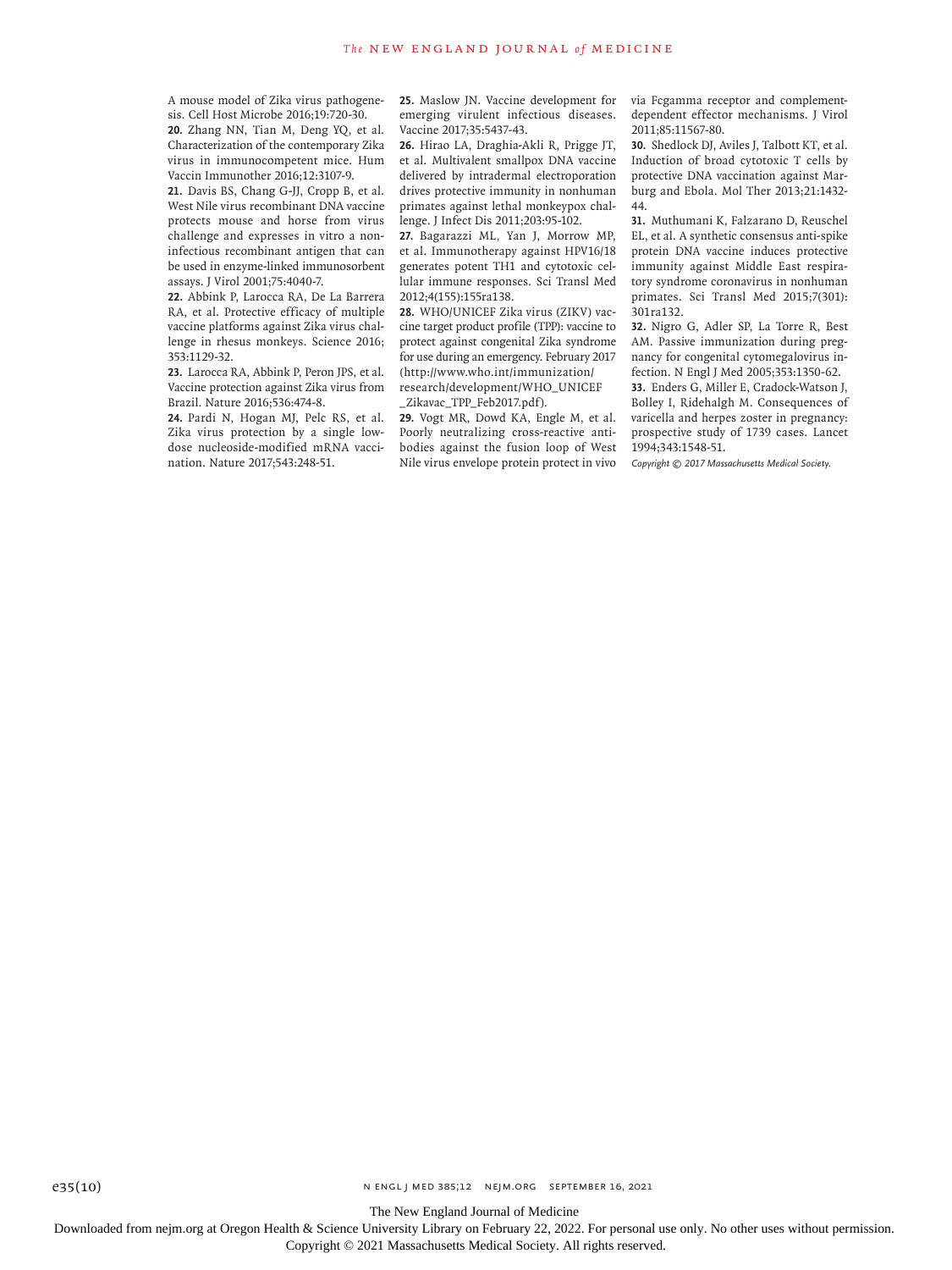A mouse model of Zika virus pathogenesis. Cell Host Microbe 2016;19:720-30.

**20.** Zhang NN, Tian M, Deng YQ, et al. Characterization of the contemporary Zika virus in immunocompetent mice. Hum Vaccin Immunother 2016;12:3107-9.

**21.** Davis BS, Chang G-JJ, Cropp B, et al. West Nile virus recombinant DNA vaccine protects mouse and horse from virus challenge and expresses in vitro a noninfectious recombinant antigen that can be used in enzyme-linked immunosorbent assays. J Virol 2001;75:4040-7.

**22.** Abbink P, Larocca RA, De La Barrera RA, et al. Protective efficacy of multiple vaccine platforms against Zika virus challenge in rhesus monkeys. Science 2016; 353:1129-32.

**23.** Larocca RA, Abbink P, Peron JPS, et al. Vaccine protection against Zika virus from Brazil. Nature 2016;536:474-8.

**24.** Pardi N, Hogan MJ, Pelc RS, et al. Zika virus protection by a single low-dose nucleoside-modified mRNA vaccination. Nature 2017;543:248-51.

**25.** Maslow JN. Vaccine development for emerging virulent infectious diseases. Vaccine 2017;35:5437-43.

**26.** Hirao LA, Draghia-Akli R, Prigge JT, et al. Multivalent smallpox DNA vaccine delivered by intradermal electroporation drives protective immunity in nonhuman primates against lethal monkeypox challenge. J Infect Dis 2011;203:95-102.

**27.** Bagarazzi ML, Yan J, Morrow MP, et al. Immunotherapy against HPV16/18 generates potent TH1 and cytotoxic cellular immune responses. Sci Transl Med 2012;4(155):155ra138.

**28.** WHO/UNICEF Zika virus (ZIKV) vaccine target product profile (TPP): vaccine to protect against congenital Zika syndrome for use during an emergency. February 2017 (http://www.who.int/immunization/research/development/WHO_UNICEF_Zikavac_TPP_Feb2017.pdf).

**29.** Vogt MR, Dowd KA, Engle M, et al. Poorly neutralizing cross-reactive antibodies against the fusion loop of West Nile virus envelope protein protect in vivo via Fcgamma receptor and complement-dependent effector mechanisms. J Virol 2011;85:11567-80.

**30.** Shedlock DJ, Aviles J, Talbott KT, et al. Induction of broad cytotoxic T cells by protective DNA vaccination against Marburg and Ebola. Mol Ther 2013;21:1432-44.

**31.** Muthumani K, Falzarano D, Reuschel EL, et al. A synthetic consensus anti-spike protein DNA vaccine induces protective immunity against Middle East respiratory syndrome coronavirus in nonhuman primates. Sci Transl Med 2015;7(301):301ra132.

**32.** Nigro G, Adler SP, La Torre R, Best AM. Passive immunization during pregnancy for congenital cytomegalovirus infection. N Engl J Med 2005;353:1350-62.

**33.** Enders G, Miller E, Cradock-Watson J, Bolley I, Ridehalgh M. Consequences of varicella and herpes zoster in pregnancy: prospective study of 1739 cases. Lancet 1994;343:1548-51.

*Copyright © 2017 Massachusetts Medical Society.*